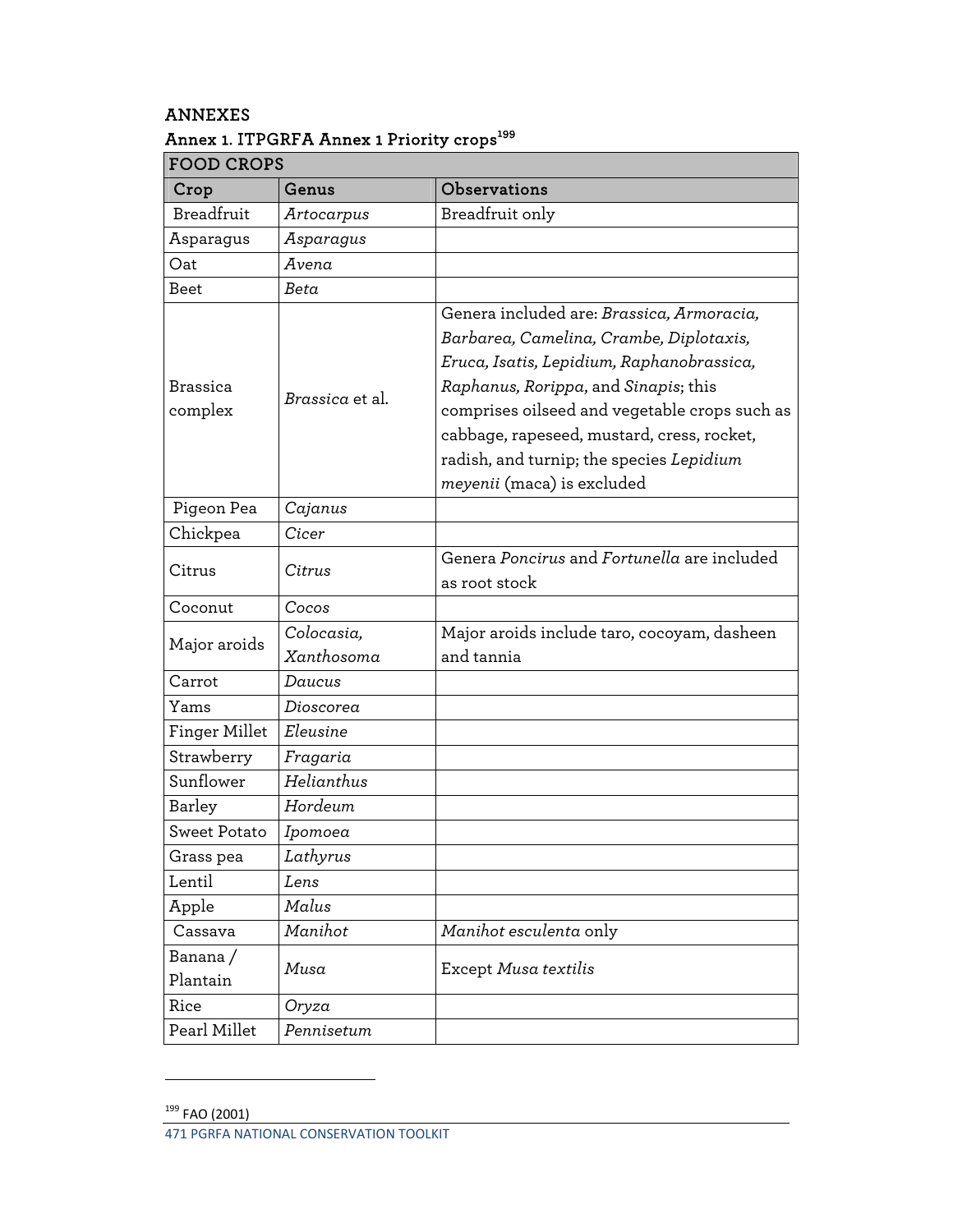## ANNEXES

### Annex 1. ITPGRFA Annex 1 Priority crops[199]

| FOOD CROPS | | |
|---|---|---|
| **Crop** | **Genus** | **Observations** |
| Breadfruit | *Artocarpus* | Breadfruit only |
| Asparagus | *Asparagus* | |
| Oat | *Avena* | |
| Beet | *Beta* | |
| Brassica complex | *Brassica* et al. | Genera included are: *Brassica, Armoracia, Barbarea, Camelina, Crambe, Diplotaxis, Eruca, Isatis, Lepidium, Raphanobrassica, Raphanus, Rorippa*, and *Sinapis*; this comprises oilseed and vegetable crops such as cabbage, rapeseed, mustard, cress, rocket, radish, and turnip; the species *Lepidium meyenii* (maca) is excluded |
| Pigeon Pea | *Cajanus* | |
| Chickpea | *Cicer* | |
| Citrus | *Citrus* | Genera *Poncirus* and *Fortunella* are included as root stock |
| Coconut | *Cocos* | |
| Major aroids | *Colocasia, Xanthosoma* | Major aroids include taro, cocoyam, dasheen and tannia |
| Carrot | *Daucus* | |
| Yams | *Dioscorea* | |
| Finger Millet | *Eleusine* | |
| Strawberry | *Fragaria* | |
| Sunflower | *Helianthus* | |
| Barley | *Hordeum* | |
| Sweet Potato | *Ipomoea* | |
| Grass pea | *Lathyrus* | |
| Lentil | *Lens* | |
| Apple | *Malus* | |
| Cassava | *Manihot* | *Manihot esculenta* only |
| Banana / Plantain | *Musa* | Except *Musa textilis* |
| Rice | *Oryza* | |
| Pearl Millet | *Pennisetum* | |

[199] FAO (2001)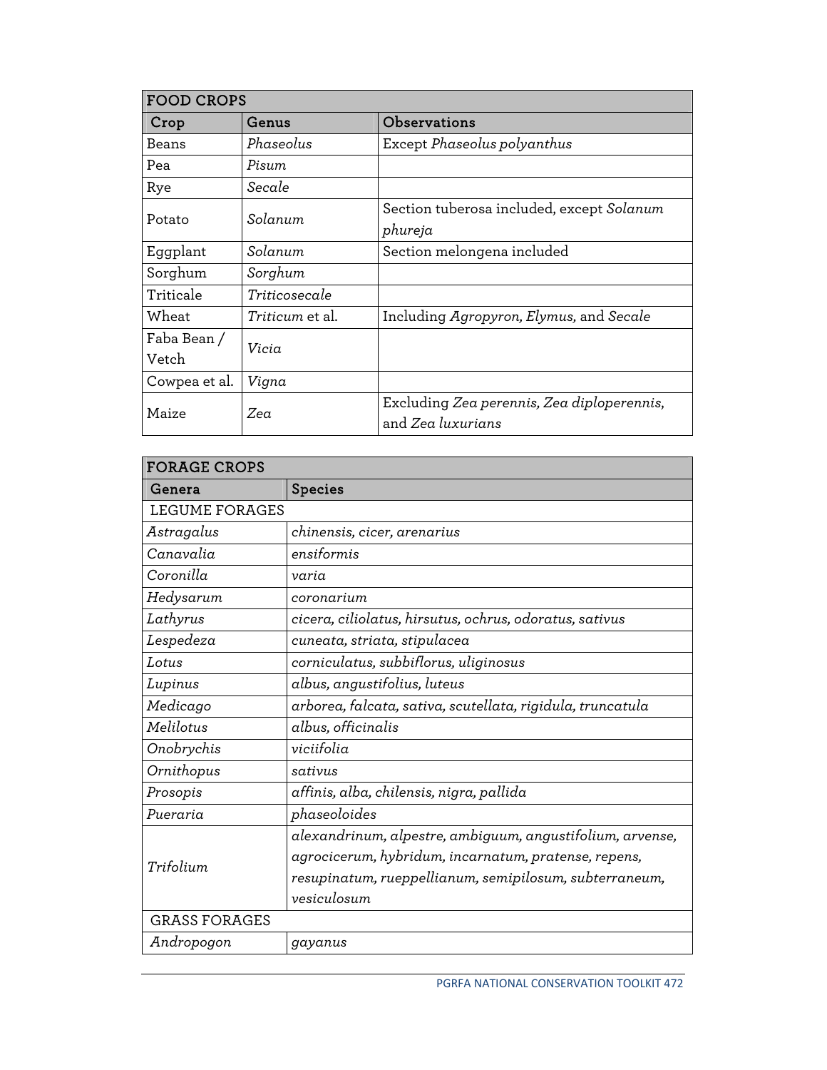| FOOD CROPS | | |
|---|---|---|
| **Crop** | **Genus** | **Observations** |
| Beans | *Phaseolus* | Except *Phaseolus polyanthus* |
| Pea | *Pisum* | |
| Rye | *Secale* | |
| Potato | *Solanum* | Section tuberosa included, except *Solanum phureja* |
| Eggplant | *Solanum* | Section melongena included |
| Sorghum | *Sorghum* | |
| Triticale | *Triticosecale* | |
| Wheat | *Triticum* et al. | Including *Agropyron, Elymus,* and *Secale* |
| Faba Bean / Vetch | *Vicia* | |
| Cowpea et al. | *Vigna* | |
| Maize | *Zea* | Excluding *Zea perennis, Zea diploperennis,* and *Zea luxurians* |

| FORAGE CROPS | |
|---|---|
| **Genera** | **Species** |
| LEGUME FORAGES | |
| *Astragalus* | *chinensis, cicer, arenarius* |
| *Canavalia* | *ensiformis* |
| *Coronilla* | *varia* |
| *Hedysarum* | *coronarium* |
| *Lathyrus* | *cicera, ciliolatus, hirsutus, ochrus, odoratus, sativus* |
| *Lespedeza* | *cuneata, striata, stipulacea* |
| *Lotus* | *corniculatus, subbiflorus, uliginosus* |
| *Lupinus* | *albus, angustifolius, luteus* |
| *Medicago* | *arborea, falcata, sativa, scutellata, rigidula, truncatula* |
| *Melilotus* | *albus, officinalis* |
| *Onobrychis* | *viciifolia* |
| *Ornithopus* | *sativus* |
| *Prosopis* | *affinis, alba, chilensis, nigra, pallida* |
| *Pueraria* | *phaseoloides* |
| *Trifolium* | *alexandrinum, alpestre, ambiguum, angustifolium, arvense, agrocicerum, hybridum, incarnatum, pratense, repens, resupinatum, rueppellianum, semipilosum, subterraneum, vesiculosum* |
| GRASS FORAGES | |
| *Andropogon* | *gayanus* |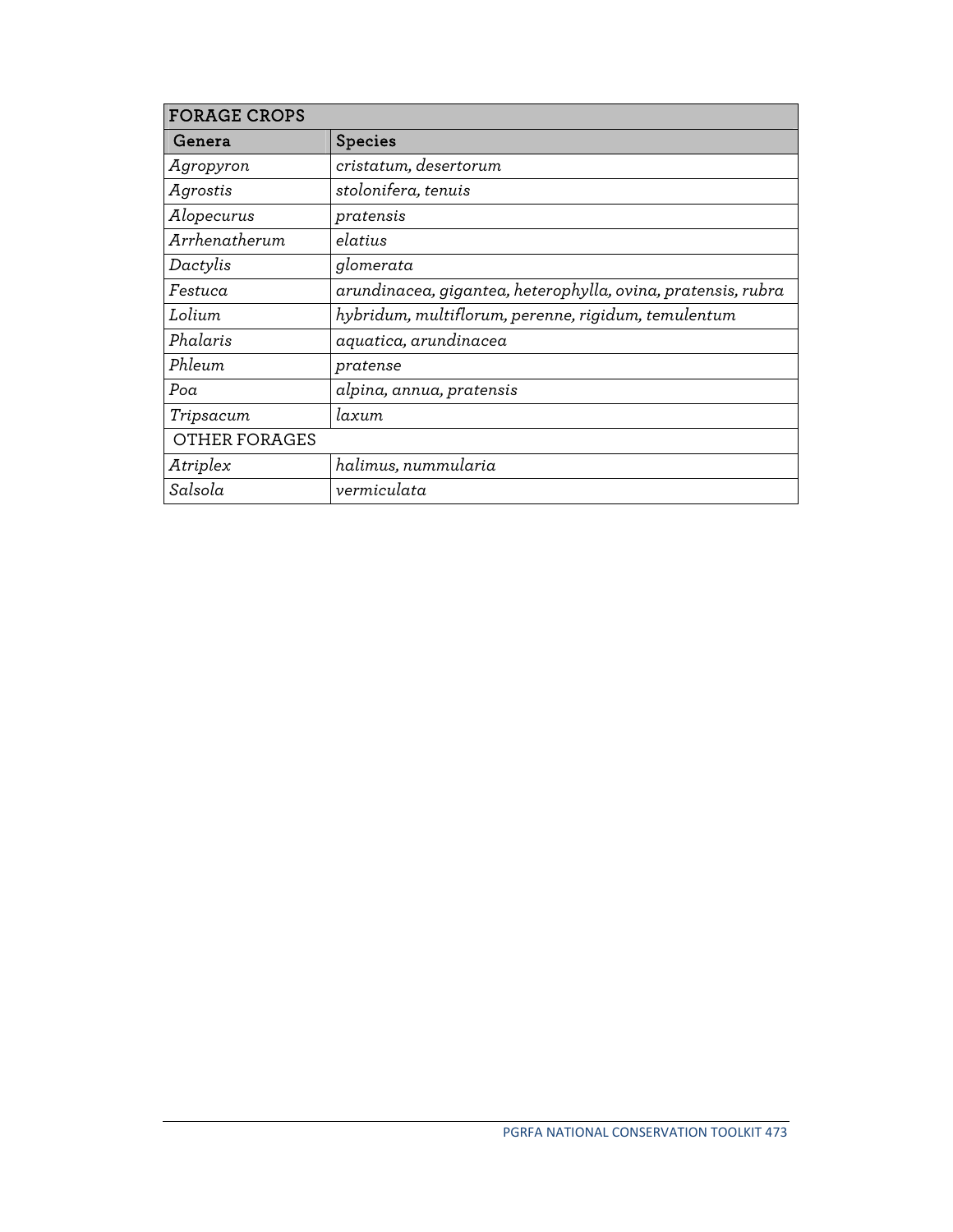| FORAGE CROPS | |
|---|---|
| **Genera** | **Species** |
| *Agropyron* | *cristatum, desertorum* |
| *Agrostis* | *stolonifera, tenuis* |
| *Alopecurus* | *pratensis* |
| *Arrhenatherum* | *elatius* |
| *Dactylis* | *glomerata* |
| *Festuca* | *arundinacea, gigantea, heterophylla, ovina, pratensis, rubra* |
| *Lolium* | *hybridum, multiflorum, perenne, rigidum, temulentum* |
| *Phalaris* | *aquatica, arundinacea* |
| *Phleum* | *pratense* |
| *Poa* | *alpina, annua, pratensis* |
| *Tripsacum* | *laxum* |
| OTHER FORAGES | |
| *Atriplex* | *halimus, nummularia* |
| *Salsola* | *vermiculata* |